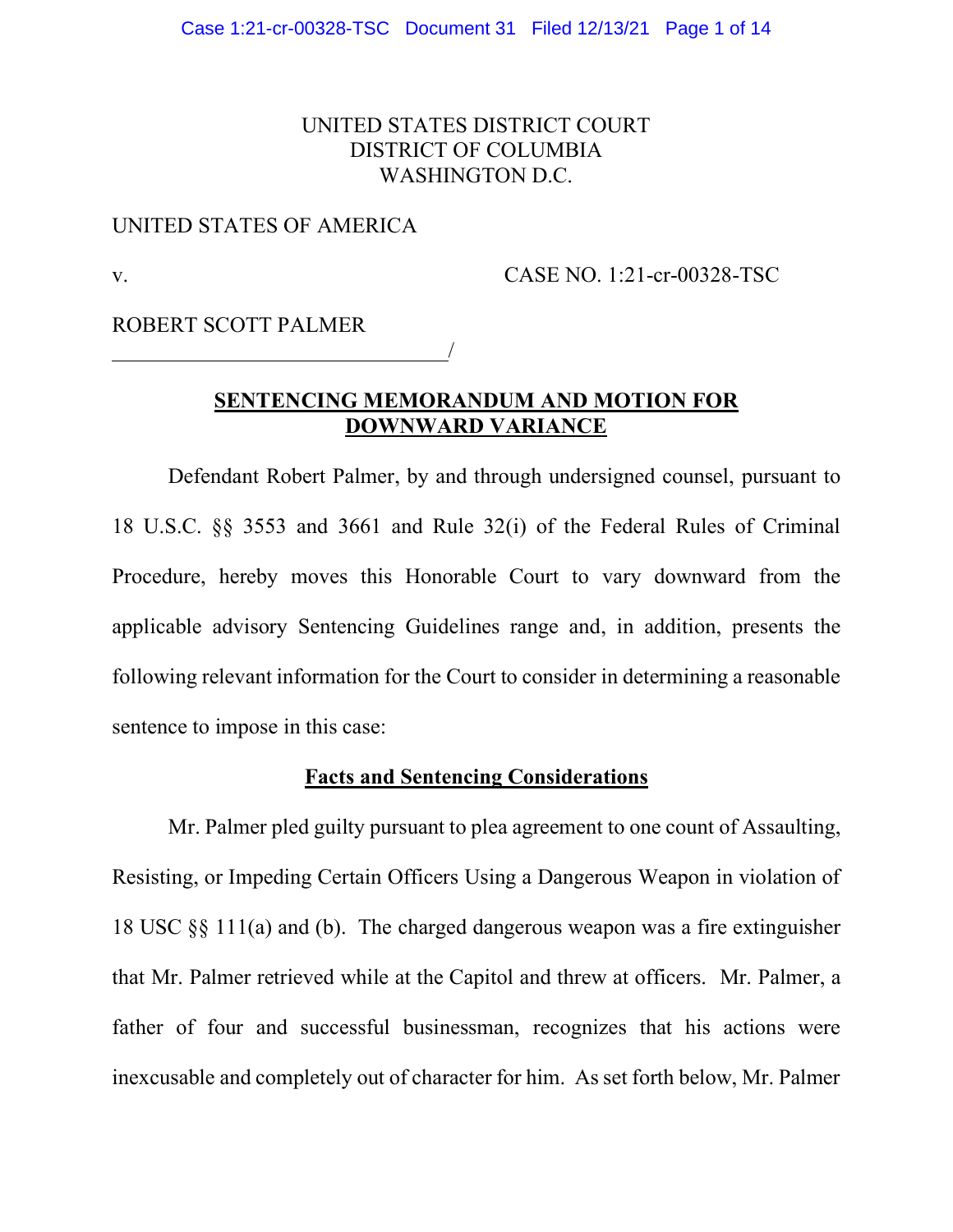UNITED STATES DISTRICT COURT
DISTRICT OF COLUMBIA
WASHINGTON D.C.

UNITED STATES OF AMERICA

v. CASE NO. 1:21-cr-00328-TSC

ROBERT SCOTT PALMER
\_\_\_\_\_\_\_\_\_\_\_\_\_\_\_\_\_\_\_\_\_\_\_\_\_\_\_\_\_\_\_\_/

## SENTENCING MEMORANDUM AND MOTION FOR DOWNWARD VARIANCE

Defendant Robert Palmer, by and through undersigned counsel, pursuant to 18 U.S.C. §§ 3553 and 3661 and Rule 32(i) of the Federal Rules of Criminal Procedure, hereby moves this Honorable Court to vary downward from the applicable advisory Sentencing Guidelines range and, in addition, presents the following relevant information for the Court to consider in determining a reasonable sentence to impose in this case:

## Facts and Sentencing Considerations

Mr. Palmer pled guilty pursuant to plea agreement to one count of Assaulting, Resisting, or Impeding Certain Officers Using a Dangerous Weapon in violation of 18 USC §§ 111(a) and (b). The charged dangerous weapon was a fire extinguisher that Mr. Palmer retrieved while at the Capitol and threw at officers. Mr. Palmer, a father of four and successful businessman, recognizes that his actions were inexcusable and completely out of character for him. As set forth below, Mr. Palmer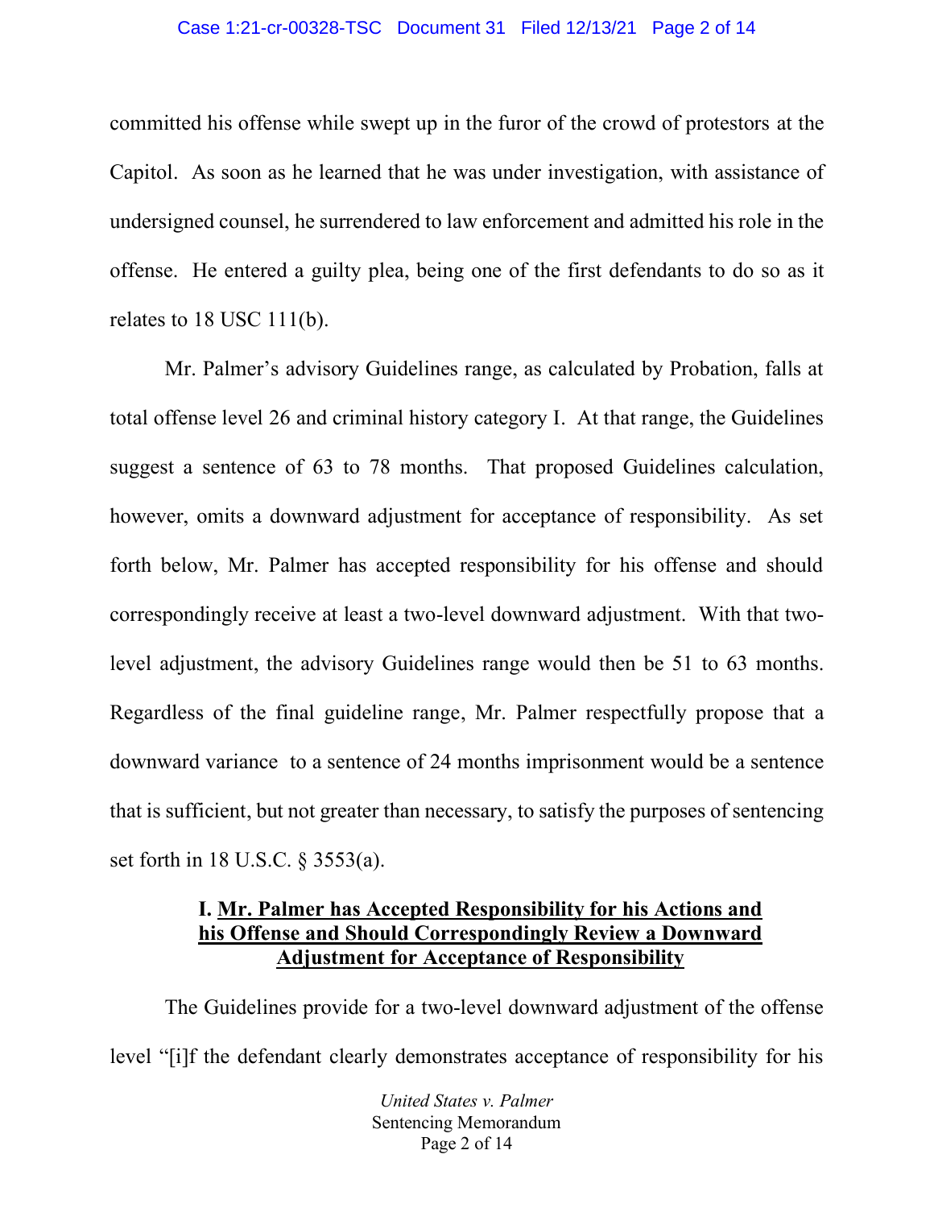committed his offense while swept up in the furor of the crowd of protestors at the Capitol. As soon as he learned that he was under investigation, with assistance of undersigned counsel, he surrendered to law enforcement and admitted his role in the offense. He entered a guilty plea, being one of the first defendants to do so as it relates to 18 USC 111(b).

Mr. Palmer's advisory Guidelines range, as calculated by Probation, falls at total offense level 26 and criminal history category I. At that range, the Guidelines suggest a sentence of 63 to 78 months. That proposed Guidelines calculation, however, omits a downward adjustment for acceptance of responsibility. As set forth below, Mr. Palmer has accepted responsibility for his offense and should correspondingly receive at least a two-level downward adjustment. With that two-level adjustment, the advisory Guidelines range would then be 51 to 63 months. Regardless of the final guideline range, Mr. Palmer respectfully propose that a downward variance to a sentence of 24 months imprisonment would be a sentence that is sufficient, but not greater than necessary, to satisfy the purposes of sentencing set forth in 18 U.S.C. § 3553(a).

## I. <u>Mr. Palmer has Accepted Responsibility for his Actions and his Offense and Should Correspondingly Review a Downward Adjustment for Acceptance of Responsibility</u>

The Guidelines provide for a two-level downward adjustment of the offense level "[i]f the defendant clearly demonstrates acceptance of responsibility for his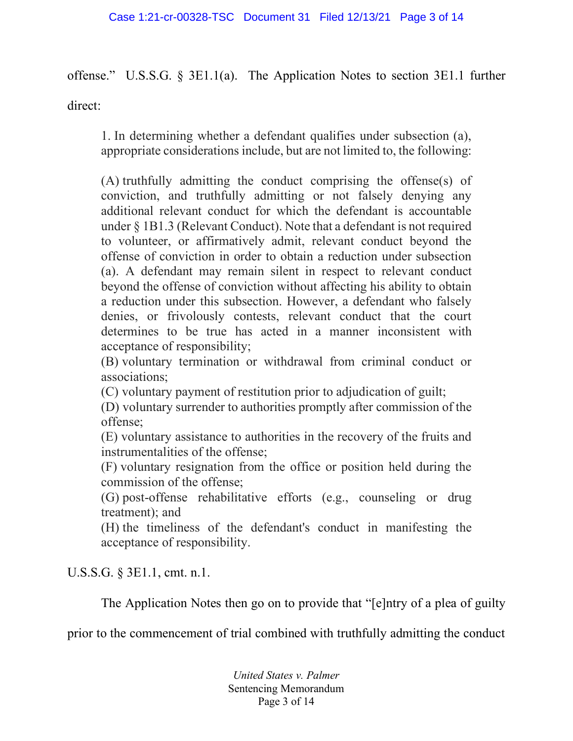offense." U.S.S.G. § 3E1.1(a). The Application Notes to section 3E1.1 further direct:

> 1. In determining whether a defendant qualifies under subsection (a), appropriate considerations include, but are not limited to, the following:
>
> (A) truthfully admitting the conduct comprising the offense(s) of conviction, and truthfully admitting or not falsely denying any additional relevant conduct for which the defendant is accountable under § 1B1.3 (Relevant Conduct). Note that a defendant is not required to volunteer, or affirmatively admit, relevant conduct beyond the offense of conviction in order to obtain a reduction under subsection (a). A defendant may remain silent in respect to relevant conduct beyond the offense of conviction without affecting his ability to obtain a reduction under this subsection. However, a defendant who falsely denies, or frivolously contests, relevant conduct that the court determines to be true has acted in a manner inconsistent with acceptance of responsibility;
> (B) voluntary termination or withdrawal from criminal conduct or associations;
> (C) voluntary payment of restitution prior to adjudication of guilt;
> (D) voluntary surrender to authorities promptly after commission of the offense;
> (E) voluntary assistance to authorities in the recovery of the fruits and instrumentalities of the offense;
> (F) voluntary resignation from the office or position held during the commission of the offense;
> (G) post-offense rehabilitative efforts (e.g., counseling or drug treatment); and
> (H) the timeliness of the defendant's conduct in manifesting the acceptance of responsibility.

U.S.S.G. § 3E1.1, cmt. n.1.

The Application Notes then go on to provide that "[e]ntry of a plea of guilty prior to the commencement of trial combined with truthfully admitting the conduct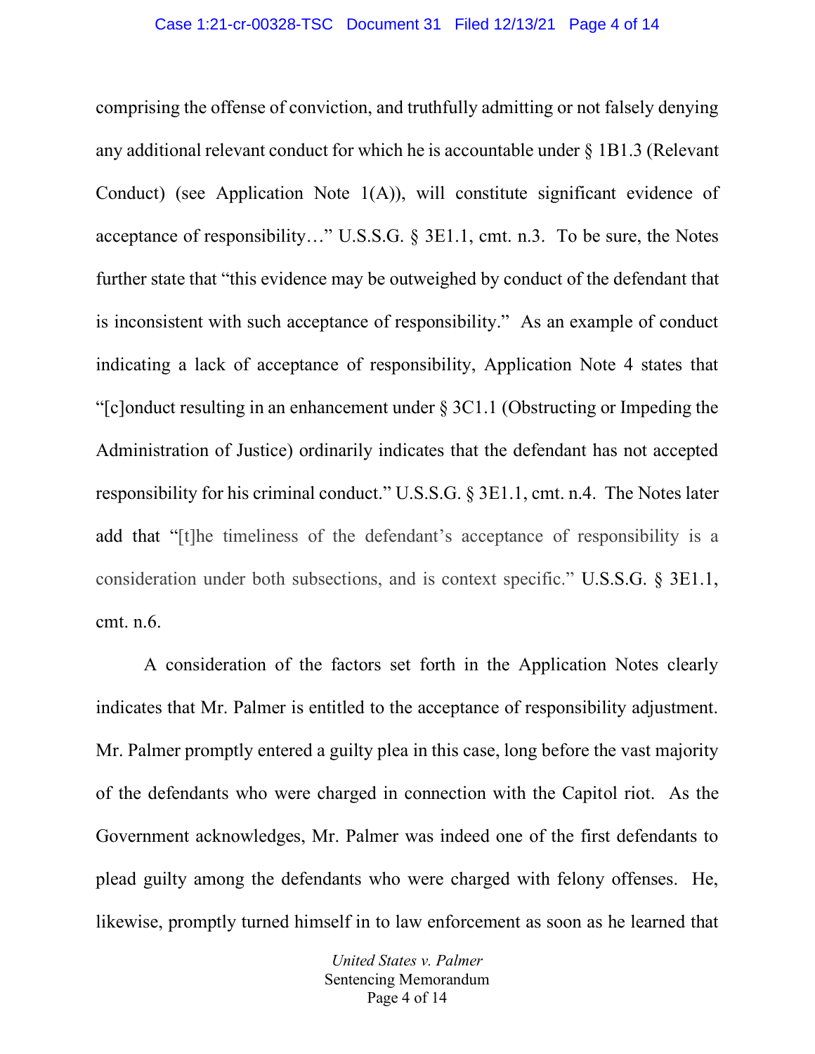comprising the offense of conviction, and truthfully admitting or not falsely denying any additional relevant conduct for which he is accountable under § 1B1.3 (Relevant Conduct) (see Application Note 1(A)), will constitute significant evidence of acceptance of responsibility…" U.S.S.G. § 3E1.1, cmt. n.3. To be sure, the Notes further state that "this evidence may be outweighed by conduct of the defendant that is inconsistent with such acceptance of responsibility." As an example of conduct indicating a lack of acceptance of responsibility, Application Note 4 states that "[c]onduct resulting in an enhancement under § 3C1.1 (Obstructing or Impeding the Administration of Justice) ordinarily indicates that the defendant has not accepted responsibility for his criminal conduct." U.S.S.G. § 3E1.1, cmt. n.4. The Notes later add that "[t]he timeliness of the defendant's acceptance of responsibility is a consideration under both subsections, and is context specific." U.S.S.G. § 3E1.1, cmt. n.6.

A consideration of the factors set forth in the Application Notes clearly indicates that Mr. Palmer is entitled to the acceptance of responsibility adjustment. Mr. Palmer promptly entered a guilty plea in this case, long before the vast majority of the defendants who were charged in connection with the Capitol riot. As the Government acknowledges, Mr. Palmer was indeed one of the first defendants to plead guilty among the defendants who were charged with felony offenses. He, likewise, promptly turned himself in to law enforcement as soon as he learned that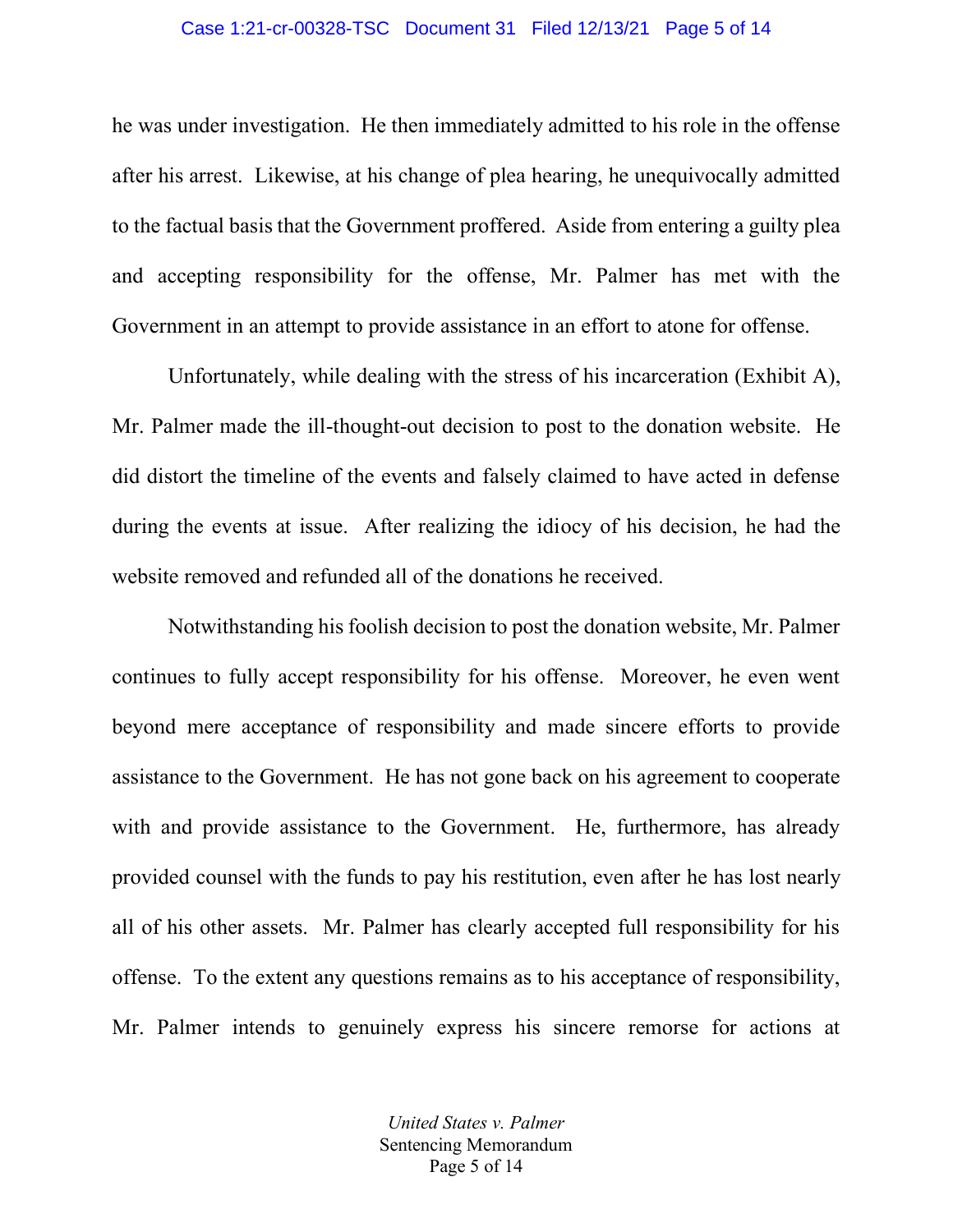he was under investigation. He then immediately admitted to his role in the offense after his arrest. Likewise, at his change of plea hearing, he unequivocally admitted to the factual basis that the Government proffered. Aside from entering a guilty plea and accepting responsibility for the offense, Mr. Palmer has met with the Government in an attempt to provide assistance in an effort to atone for offense.

Unfortunately, while dealing with the stress of his incarceration (Exhibit A), Mr. Palmer made the ill-thought-out decision to post to the donation website. He did distort the timeline of the events and falsely claimed to have acted in defense during the events at issue. After realizing the idiocy of his decision, he had the website removed and refunded all of the donations he received.

Notwithstanding his foolish decision to post the donation website, Mr. Palmer continues to fully accept responsibility for his offense. Moreover, he even went beyond mere acceptance of responsibility and made sincere efforts to provide assistance to the Government. He has not gone back on his agreement to cooperate with and provide assistance to the Government. He, furthermore, has already provided counsel with the funds to pay his restitution, even after he has lost nearly all of his other assets. Mr. Palmer has clearly accepted full responsibility for his offense. To the extent any questions remains as to his acceptance of responsibility, Mr. Palmer intends to genuinely express his sincere remorse for actions at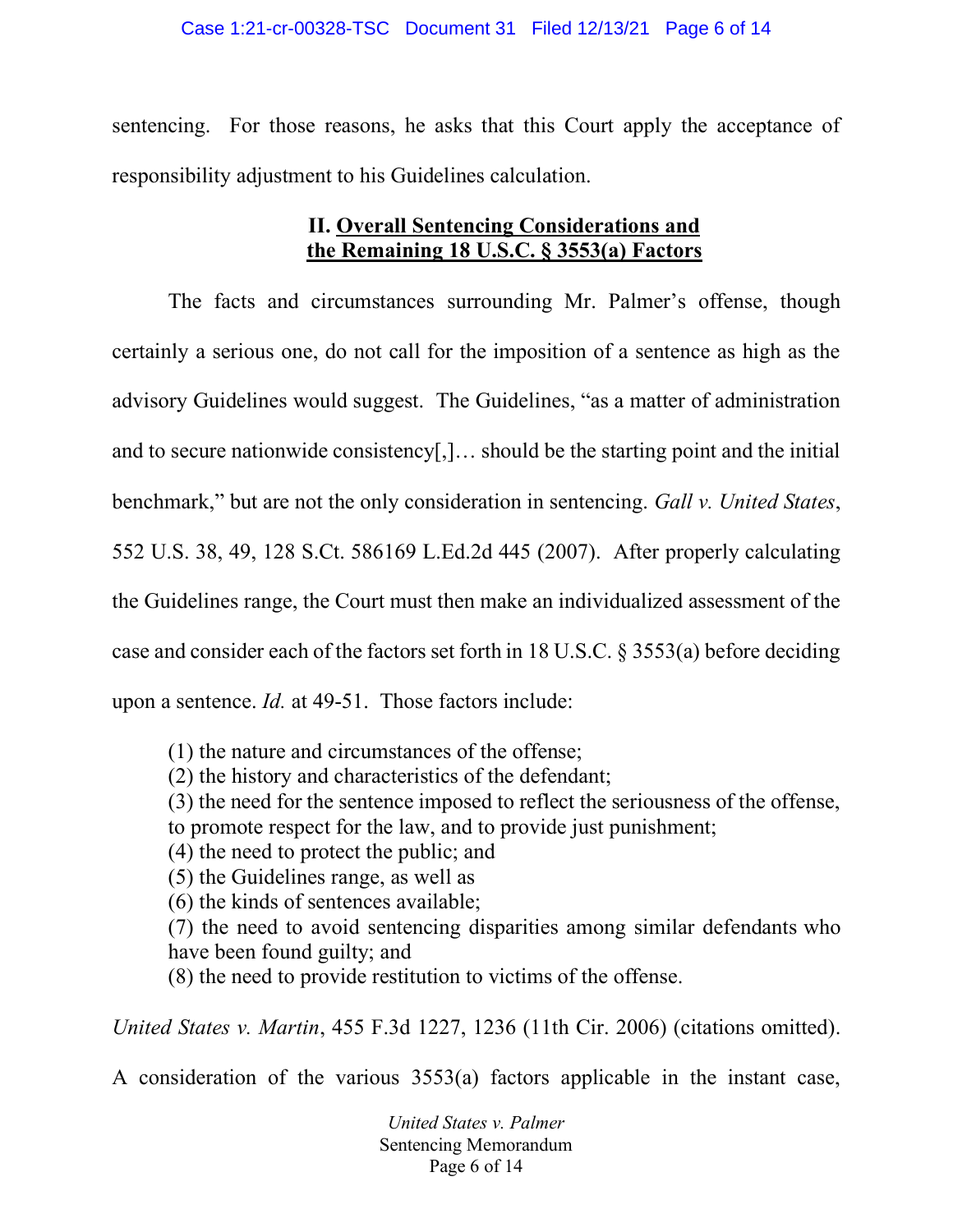sentencing. For those reasons, he asks that this Court apply the acceptance of responsibility adjustment to his Guidelines calculation.

## II. Overall Sentencing Considerations and the Remaining 18 U.S.C. § 3553(a) Factors

The facts and circumstances surrounding Mr. Palmer's offense, though certainly a serious one, do not call for the imposition of a sentence as high as the advisory Guidelines would suggest. The Guidelines, "as a matter of administration and to secure nationwide consistency[,]… should be the starting point and the initial benchmark," but are not the only consideration in sentencing. *Gall v. United States*, 552 U.S. 38, 49, 128 S.Ct. 586169 L.Ed.2d 445 (2007). After properly calculating the Guidelines range, the Court must then make an individualized assessment of the case and consider each of the factors set forth in 18 U.S.C. § 3553(a) before deciding upon a sentence. *Id.* at 49-51. Those factors include:

> (1) the nature and circumstances of the offense;
> (2) the history and characteristics of the defendant;
> (3) the need for the sentence imposed to reflect the seriousness of the offense, to promote respect for the law, and to provide just punishment;
> (4) the need to protect the public; and
> (5) the Guidelines range, as well as
> (6) the kinds of sentences available;
> (7) the need to avoid sentencing disparities among similar defendants who have been found guilty; and
> (8) the need to provide restitution to victims of the offense.

*United States v. Martin*, 455 F.3d 1227, 1236 (11th Cir. 2006) (citations omitted).

A consideration of the various 3553(a) factors applicable in the instant case,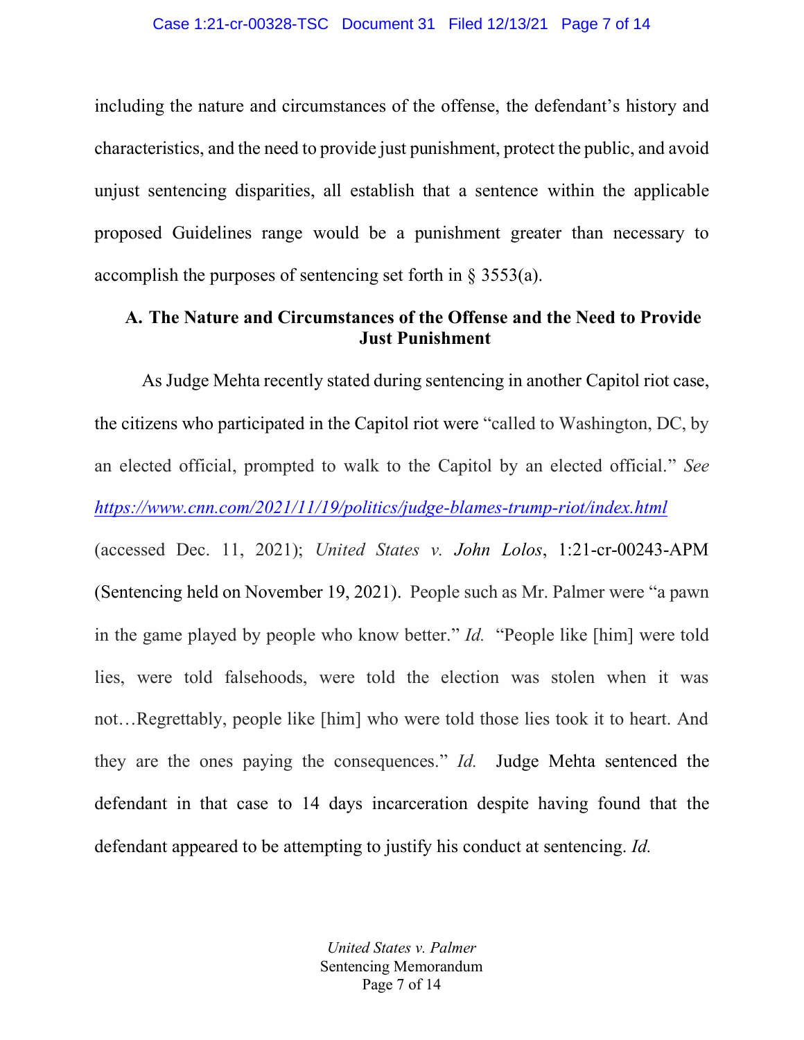including the nature and circumstances of the offense, the defendant's history and characteristics, and the need to provide just punishment, protect the public, and avoid unjust sentencing disparities, all establish that a sentence within the applicable proposed Guidelines range would be a punishment greater than necessary to accomplish the purposes of sentencing set forth in § 3553(a).

### A. The Nature and Circumstances of the Offense and the Need to Provide Just Punishment

As Judge Mehta recently stated during sentencing in another Capitol riot case, the citizens who participated in the Capitol riot were "called to Washington, DC, by an elected official, prompted to walk to the Capitol by an elected official." *See* https://www.cnn.com/2021/11/19/politics/judge-blames-trump-riot/index.html (accessed Dec. 11, 2021); *United States v. John Lolos*, 1:21-cr-00243-APM (Sentencing held on November 19, 2021). People such as Mr. Palmer were "a pawn in the game played by people who know better." *Id.* "People like [him] were told lies, were told falsehoods, were told the election was stolen when it was not…Regrettably, people like [him] who were told those lies took it to heart. And they are the ones paying the consequences." *Id.* Judge Mehta sentenced the defendant in that case to 14 days incarceration despite having found that the defendant appeared to be attempting to justify his conduct at sentencing. *Id.*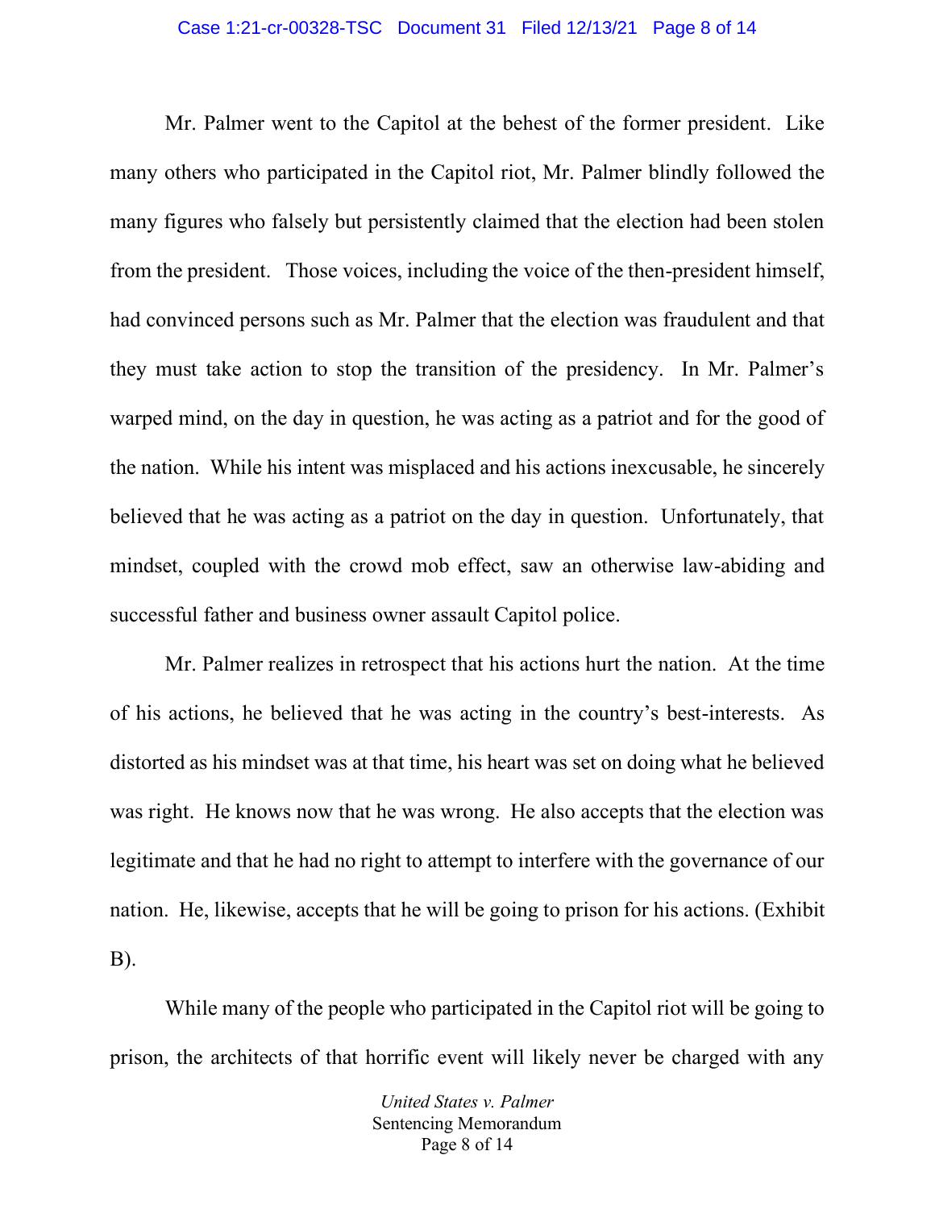Mr. Palmer went to the Capitol at the behest of the former president. Like many others who participated in the Capitol riot, Mr. Palmer blindly followed the many figures who falsely but persistently claimed that the election had been stolen from the president. Those voices, including the voice of the then-president himself, had convinced persons such as Mr. Palmer that the election was fraudulent and that they must take action to stop the transition of the presidency. In Mr. Palmer's warped mind, on the day in question, he was acting as a patriot and for the good of the nation. While his intent was misplaced and his actions inexcusable, he sincerely believed that he was acting as a patriot on the day in question. Unfortunately, that mindset, coupled with the crowd mob effect, saw an otherwise law-abiding and successful father and business owner assault Capitol police.

Mr. Palmer realizes in retrospect that his actions hurt the nation. At the time of his actions, he believed that he was acting in the country's best-interests. As distorted as his mindset was at that time, his heart was set on doing what he believed was right. He knows now that he was wrong. He also accepts that the election was legitimate and that he had no right to attempt to interfere with the governance of our nation. He, likewise, accepts that he will be going to prison for his actions. (Exhibit B).

While many of the people who participated in the Capitol riot will be going to prison, the architects of that horrific event will likely never be charged with any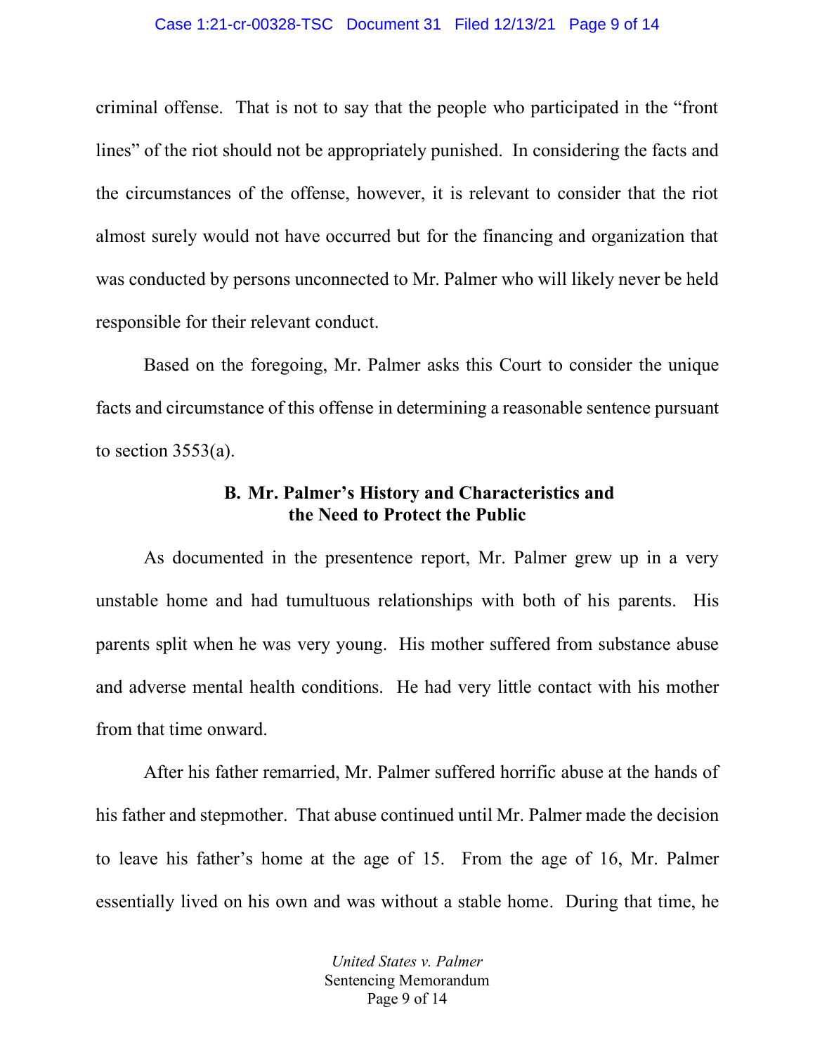criminal offense. That is not to say that the people who participated in the "front lines" of the riot should not be appropriately punished. In considering the facts and the circumstances of the offense, however, it is relevant to consider that the riot almost surely would not have occurred but for the financing and organization that was conducted by persons unconnected to Mr. Palmer who will likely never be held responsible for their relevant conduct.

Based on the foregoing, Mr. Palmer asks this Court to consider the unique facts and circumstance of this offense in determining a reasonable sentence pursuant to section 3553(a).

### B. Mr. Palmer's History and Characteristics and the Need to Protect the Public

As documented in the presentence report, Mr. Palmer grew up in a very unstable home and had tumultuous relationships with both of his parents. His parents split when he was very young. His mother suffered from substance abuse and adverse mental health conditions. He had very little contact with his mother from that time onward.

After his father remarried, Mr. Palmer suffered horrific abuse at the hands of his father and stepmother. That abuse continued until Mr. Palmer made the decision to leave his father's home at the age of 15. From the age of 16, Mr. Palmer essentially lived on his own and was without a stable home. During that time, he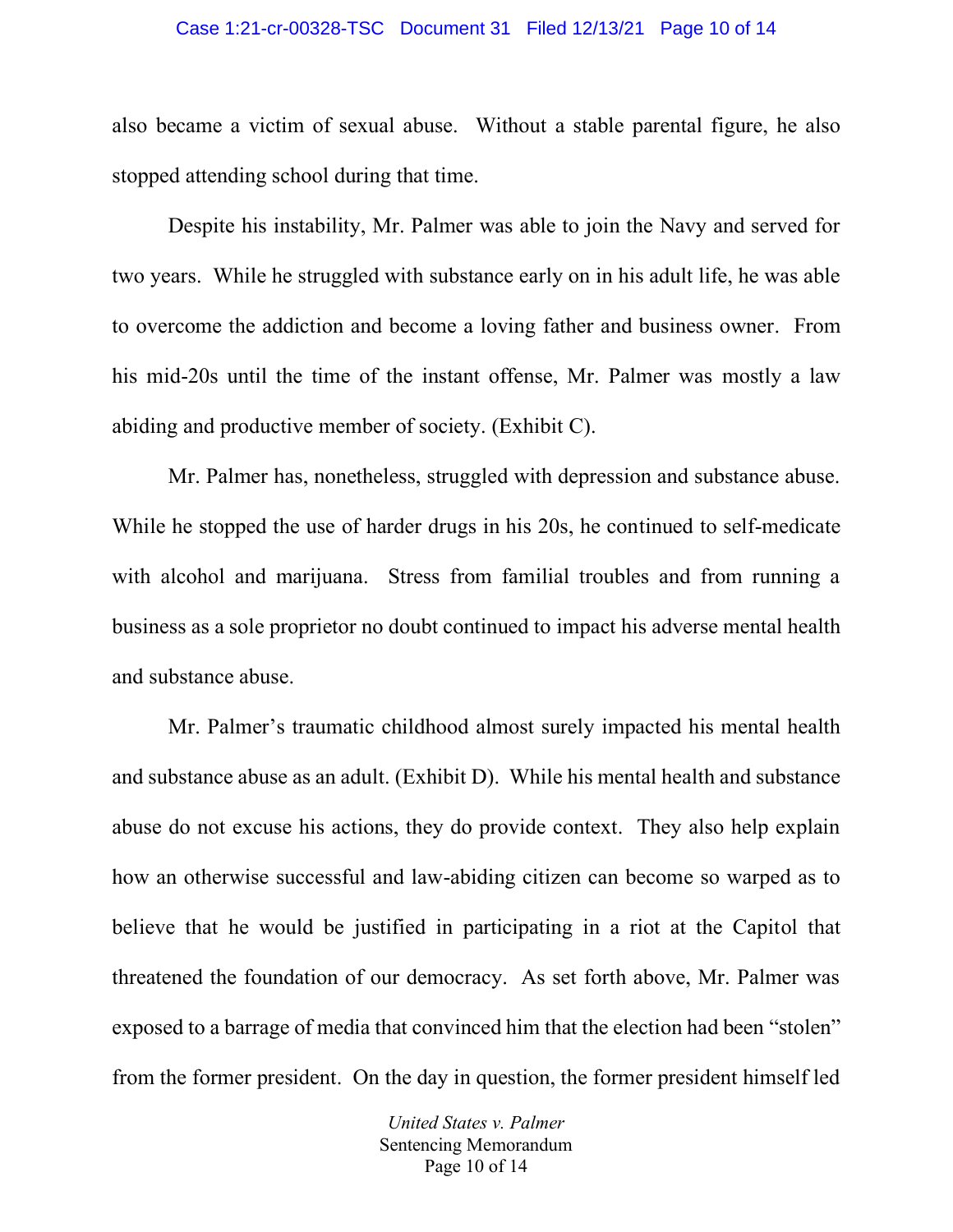also became a victim of sexual abuse. Without a stable parental figure, he also stopped attending school during that time.

Despite his instability, Mr. Palmer was able to join the Navy and served for two years. While he struggled with substance early on in his adult life, he was able to overcome the addiction and become a loving father and business owner. From his mid-20s until the time of the instant offense, Mr. Palmer was mostly a law abiding and productive member of society. (Exhibit C).

Mr. Palmer has, nonetheless, struggled with depression and substance abuse. While he stopped the use of harder drugs in his 20s, he continued to self-medicate with alcohol and marijuana. Stress from familial troubles and from running a business as a sole proprietor no doubt continued to impact his adverse mental health and substance abuse.

Mr. Palmer's traumatic childhood almost surely impacted his mental health and substance abuse as an adult. (Exhibit D). While his mental health and substance abuse do not excuse his actions, they do provide context. They also help explain how an otherwise successful and law-abiding citizen can become so warped as to believe that he would be justified in participating in a riot at the Capitol that threatened the foundation of our democracy. As set forth above, Mr. Palmer was exposed to a barrage of media that convinced him that the election had been "stolen" from the former president. On the day in question, the former president himself led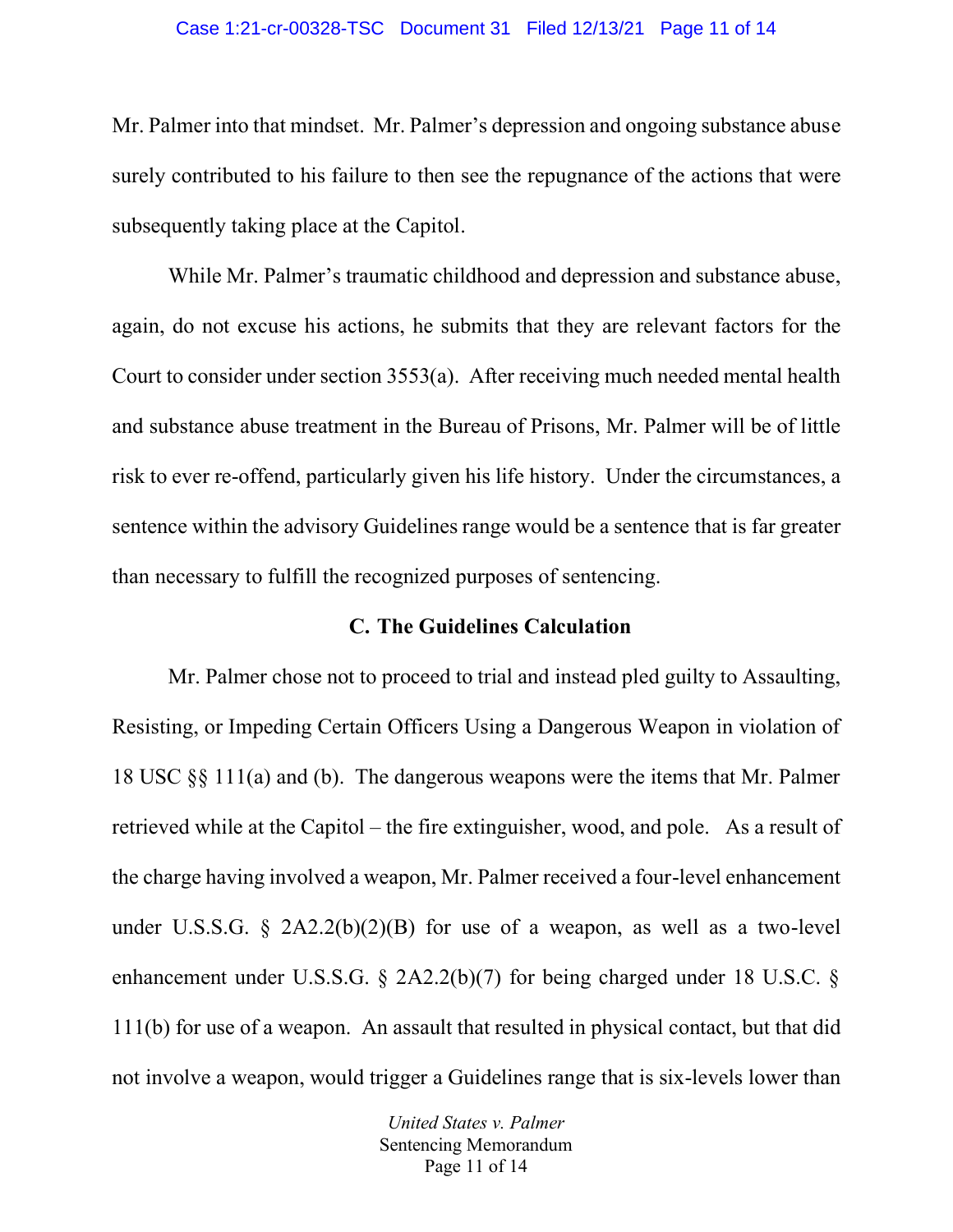Mr. Palmer into that mindset. Mr. Palmer's depression and ongoing substance abuse surely contributed to his failure to then see the repugnance of the actions that were subsequently taking place at the Capitol.

While Mr. Palmer's traumatic childhood and depression and substance abuse, again, do not excuse his actions, he submits that they are relevant factors for the Court to consider under section 3553(a). After receiving much needed mental health and substance abuse treatment in the Bureau of Prisons, Mr. Palmer will be of little risk to ever re-offend, particularly given his life history. Under the circumstances, a sentence within the advisory Guidelines range would be a sentence that is far greater than necessary to fulfill the recognized purposes of sentencing.

### C. The Guidelines Calculation

Mr. Palmer chose not to proceed to trial and instead pled guilty to Assaulting, Resisting, or Impeding Certain Officers Using a Dangerous Weapon in violation of 18 USC §§ 111(a) and (b). The dangerous weapons were the items that Mr. Palmer retrieved while at the Capitol – the fire extinguisher, wood, and pole. As a result of the charge having involved a weapon, Mr. Palmer received a four-level enhancement under U.S.S.G. § 2A2.2(b)(2)(B) for use of a weapon, as well as a two-level enhancement under U.S.S.G. § 2A2.2(b)(7) for being charged under 18 U.S.C. § 111(b) for use of a weapon. An assault that resulted in physical contact, but that did not involve a weapon, would trigger a Guidelines range that is six-levels lower than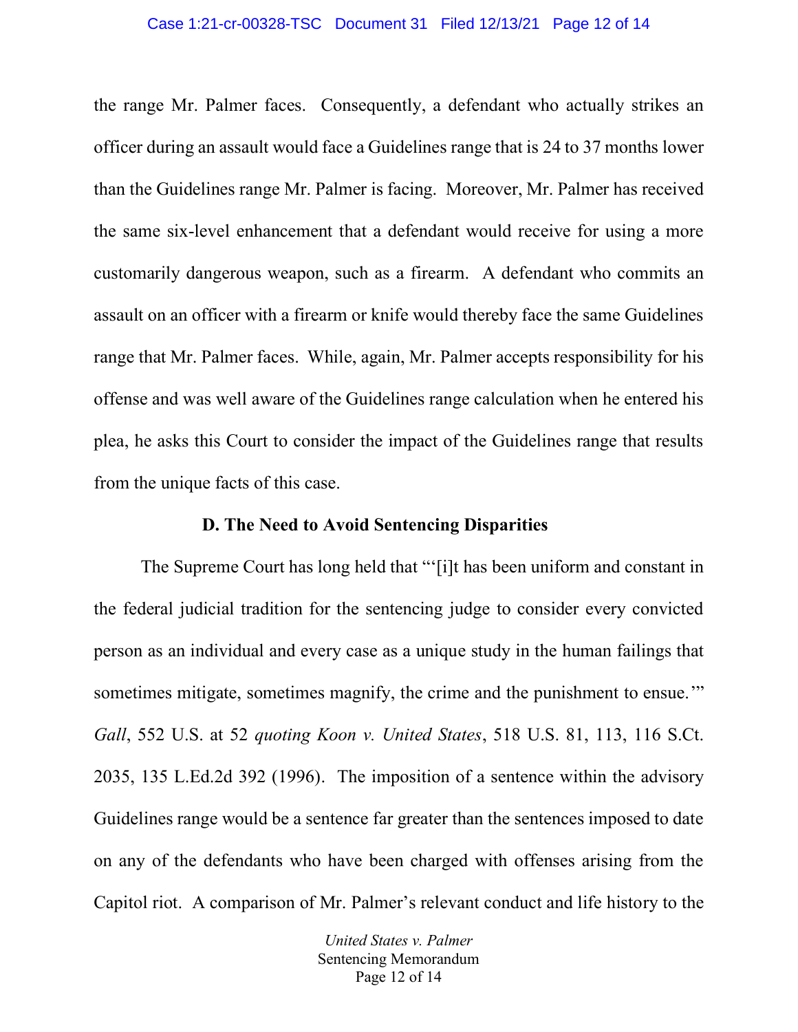the range Mr. Palmer faces. Consequently, a defendant who actually strikes an officer during an assault would face a Guidelines range that is 24 to 37 months lower than the Guidelines range Mr. Palmer is facing. Moreover, Mr. Palmer has received the same six-level enhancement that a defendant would receive for using a more customarily dangerous weapon, such as a firearm. A defendant who commits an assault on an officer with a firearm or knife would thereby face the same Guidelines range that Mr. Palmer faces. While, again, Mr. Palmer accepts responsibility for his offense and was well aware of the Guidelines range calculation when he entered his plea, he asks this Court to consider the impact of the Guidelines range that results from the unique facts of this case.

**D. The Need to Avoid Sentencing Disparities**

The Supreme Court has long held that "'[i]t has been uniform and constant in the federal judicial tradition for the sentencing judge to consider every convicted person as an individual and every case as a unique study in the human failings that sometimes mitigate, sometimes magnify, the crime and the punishment to ensue.'" *Gall*, 552 U.S. at 52 *quoting Koon v. United States*, 518 U.S. 81, 113, 116 S.Ct. 2035, 135 L.Ed.2d 392 (1996). The imposition of a sentence within the advisory Guidelines range would be a sentence far greater than the sentences imposed to date on any of the defendants who have been charged with offenses arising from the Capitol riot. A comparison of Mr. Palmer's relevant conduct and life history to the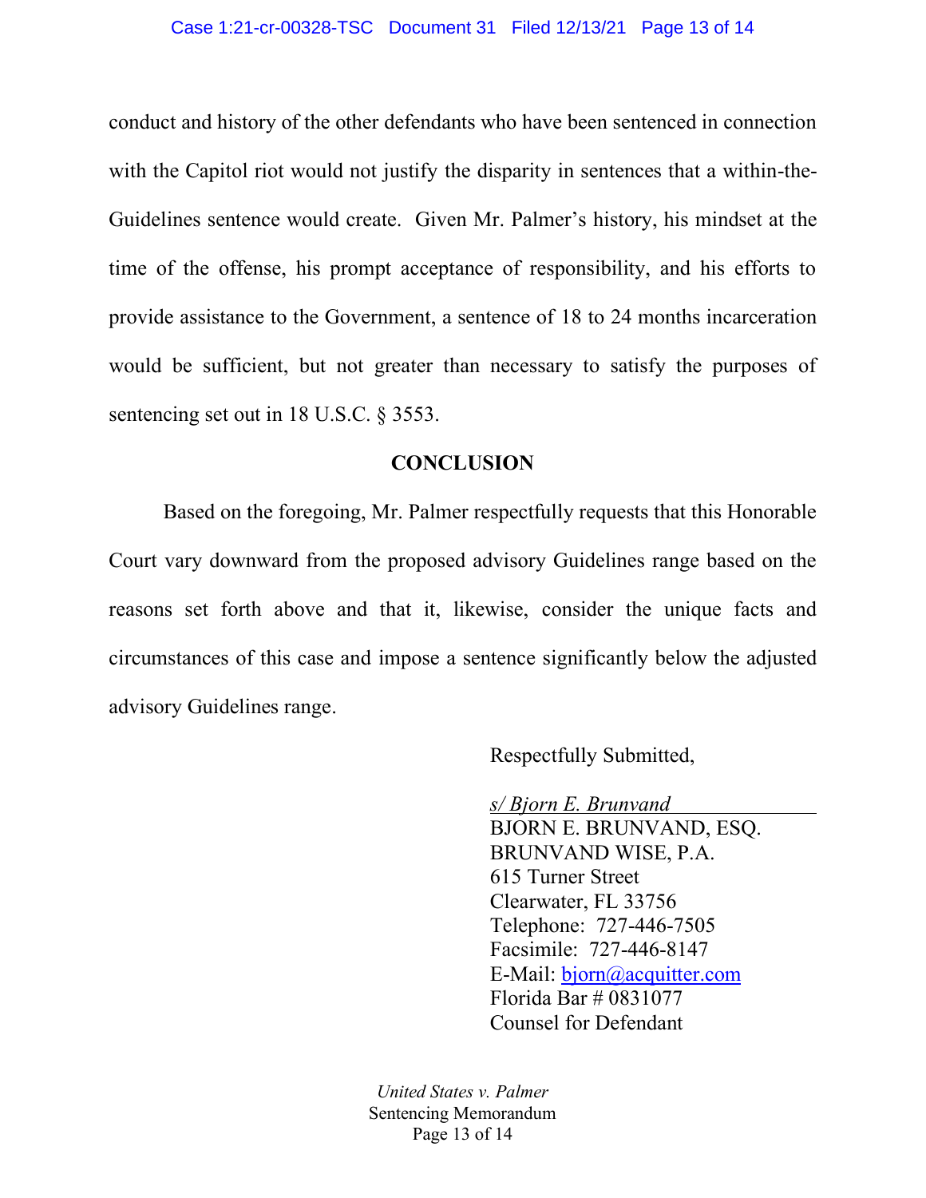conduct and history of the other defendants who have been sentenced in connection with the Capitol riot would not justify the disparity in sentences that a within-the-Guidelines sentence would create. Given Mr. Palmer's history, his mindset at the time of the offense, his prompt acceptance of responsibility, and his efforts to provide assistance to the Government, a sentence of 18 to 24 months incarceration would be sufficient, but not greater than necessary to satisfy the purposes of sentencing set out in 18 U.S.C. § 3553.

## CONCLUSION

Based on the foregoing, Mr. Palmer respectfully requests that this Honorable Court vary downward from the proposed advisory Guidelines range based on the reasons set forth above and that it, likewise, consider the unique facts and circumstances of this case and impose a sentence significantly below the adjusted advisory Guidelines range.

Respectfully Submitted,

*s/ Bjorn E. Brunvand*
BJORN E. BRUNVAND, ESQ.
BRUNVAND WISE, P.A.
615 Turner Street
Clearwater, FL 33756
Telephone: 727-446-7505
Facsimile: 727-446-8147
E-Mail: bjorn@acquitter.com
Florida Bar # 0831077
Counsel for Defendant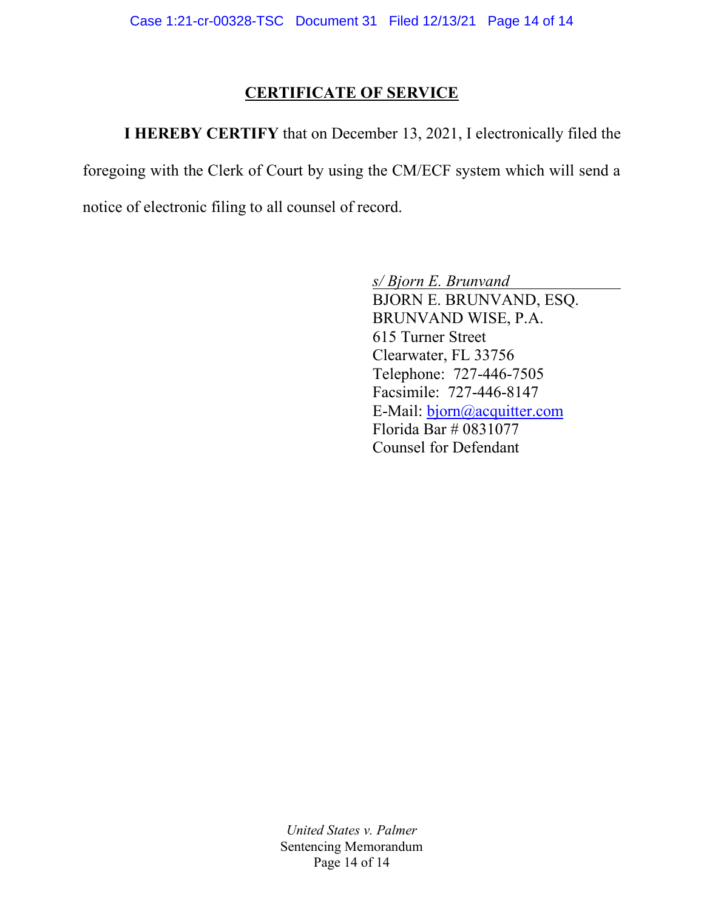## CERTIFICATE OF SERVICE

**I HEREBY CERTIFY** that on December 13, 2021, I electronically filed the foregoing with the Clerk of Court by using the CM/ECF system which will send a notice of electronic filing to all counsel of record.

*s/ Bjorn E. Brunvand*
BJORN E. BRUNVAND, ESQ.
BRUNVAND WISE, P.A.
615 Turner Street
Clearwater, FL 33756
Telephone: 727-446-7505
Facsimile: 727-446-8147
E-Mail: bjorn@acquitter.com
Florida Bar # 0831077
Counsel for Defendant